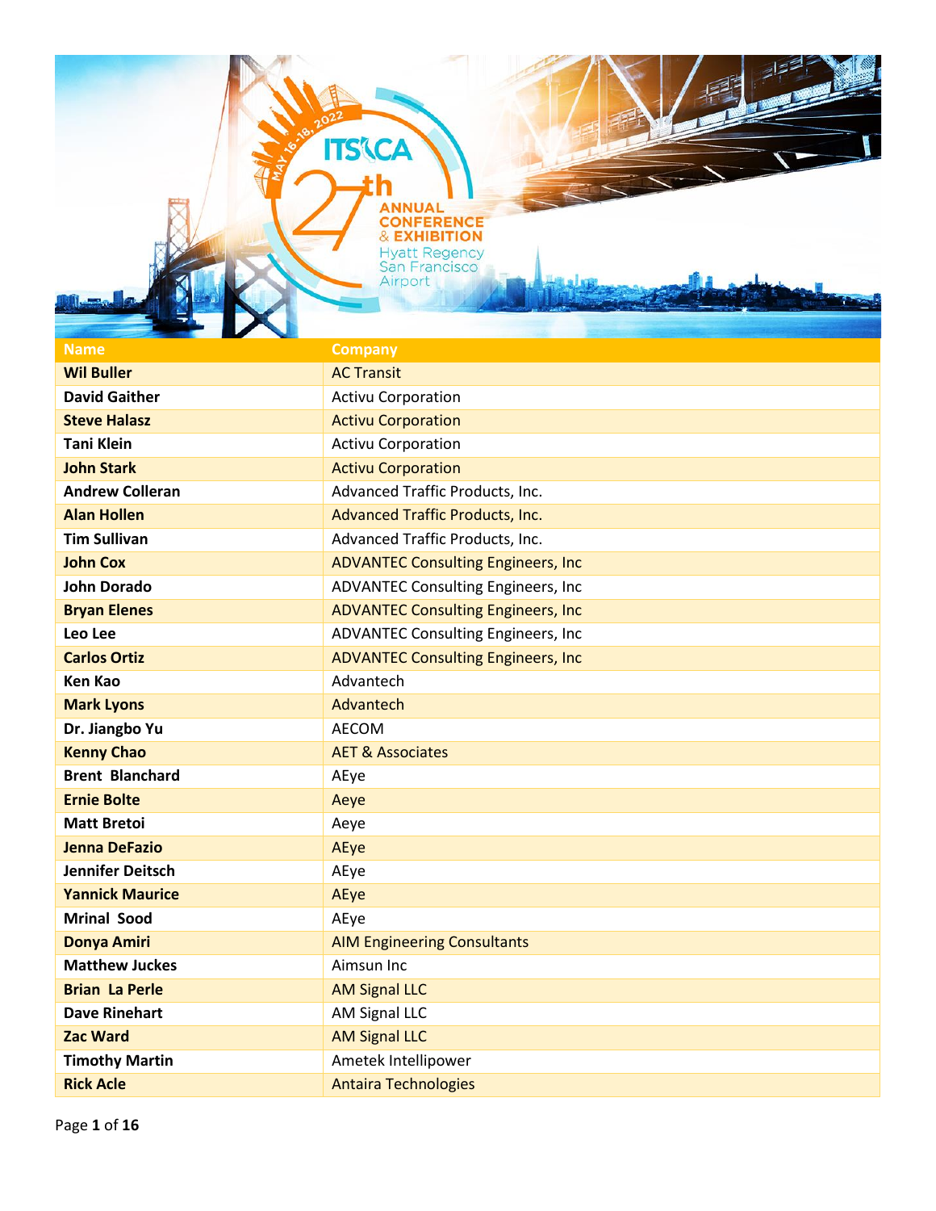ITS CA 27th Annual Conference & Exhibition — May 16-18, 2022 — Hyatt Regency San Francisco Airport

| Name | Company |
|---|---|
| Wil Buller | AC Transit |
| David Gaither | Activu Corporation |
| Steve Halasz | Activu Corporation |
| Tani Klein | Activu Corporation |
| John Stark | Activu Corporation |
| Andrew Colleran | Advanced Traffic Products, Inc. |
| Alan Hollen | Advanced Traffic Products, Inc. |
| Tim Sullivan | Advanced Traffic Products, Inc. |
| John Cox | ADVANTEC Consulting Engineers, Inc |
| John Dorado | ADVANTEC Consulting Engineers, Inc |
| Bryan Elenes | ADVANTEC Consulting Engineers, Inc |
| Leo Lee | ADVANTEC Consulting Engineers, Inc |
| Carlos Ortiz | ADVANTEC Consulting Engineers, Inc |
| Ken Kao | Advantech |
| Mark Lyons | Advantech |
| Dr. Jiangbo Yu | AECOM |
| Kenny Chao | AET & Associates |
| Brent Blanchard | AEye |
| Ernie Bolte | Aeye |
| Matt Bretoi | Aeye |
| Jenna DeFazio | AEye |
| Jennifer Deitsch | AEye |
| Yannick Maurice | AEye |
| Mrinal Sood | AEye |
| Donya Amiri | AIM Engineering Consultants |
| Matthew Juckes | Aimsun Inc |
| Brian La Perle | AM Signal LLC |
| Dave Rinehart | AM Signal LLC |
| Zac Ward | AM Signal LLC |
| Timothy Martin | Ametek Intellipower |
| Rick Acle | Antaira Technologies |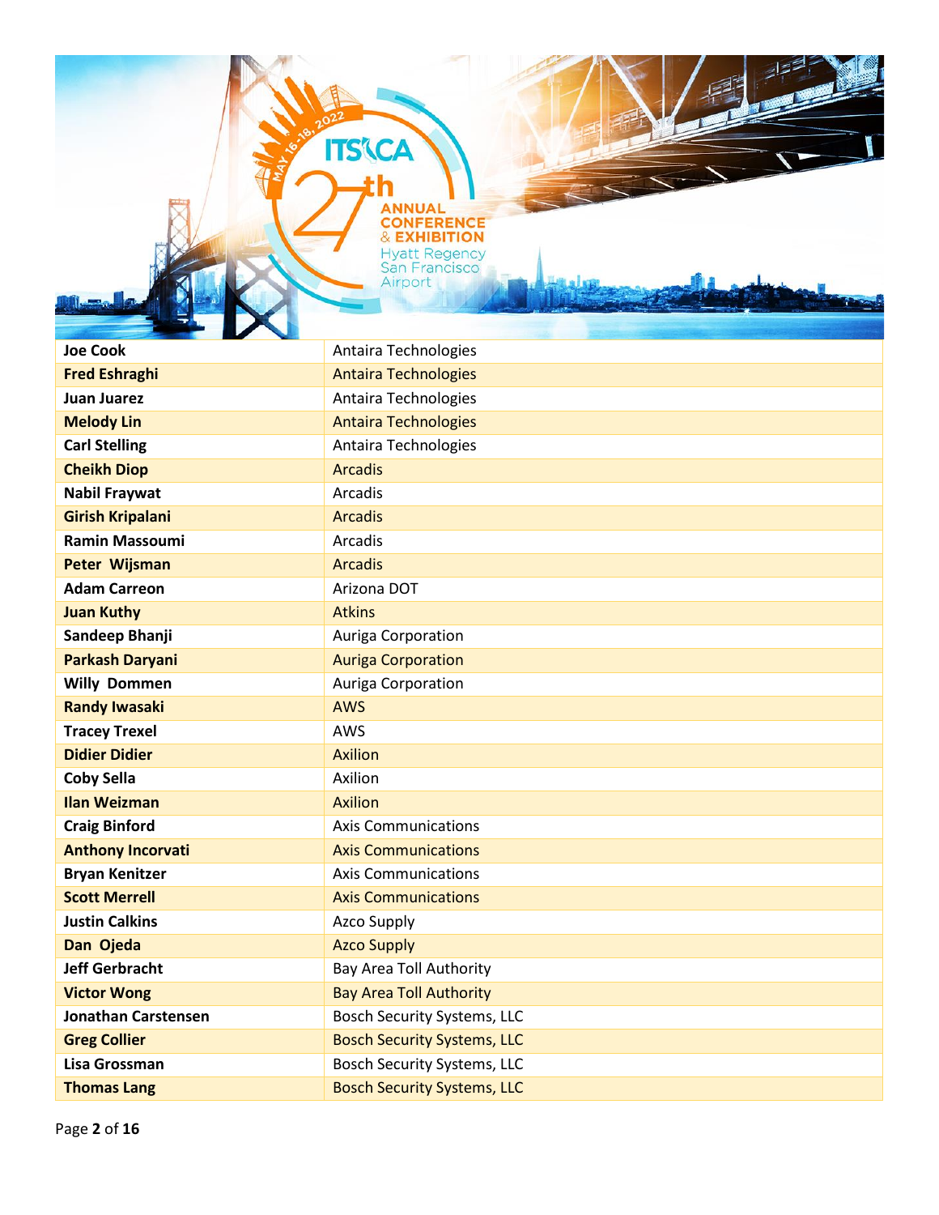| Joe Cook | Antaira Technologies |
|---|---|
| Fred Eshraghi | Antaira Technologies |
| Juan Juarez | Antaira Technologies |
| Melody Lin | Antaira Technologies |
| Carl Stelling | Antaira Technologies |
| Cheikh Diop | Arcadis |
| Nabil Fraywat | Arcadis |
| Girish Kripalani | Arcadis |
| Ramin Massoumi | Arcadis |
| Peter Wijsman | Arcadis |
| Adam Carreon | Arizona DOT |
| Juan Kuthy | Atkins |
| Sandeep Bhanji | Auriga Corporation |
| Parkash Daryani | Auriga Corporation |
| Willy Dommen | Auriga Corporation |
| Randy Iwasaki | AWS |
| Tracey Trexel | AWS |
| Didier Didier | Axilion |
| Coby Sella | Axilion |
| Ilan Weizman | Axilion |
| Craig Binford | Axis Communications |
| Anthony Incorvati | Axis Communications |
| Bryan Kenitzer | Axis Communications |
| Scott Merrell | Axis Communications |
| Justin Calkins | Azco Supply |
| Dan Ojeda | Azco Supply |
| Jeff Gerbracht | Bay Area Toll Authority |
| Victor Wong | Bay Area Toll Authority |
| Jonathan Carstensen | Bosch Security Systems, LLC |
| Greg Collier | Bosch Security Systems, LLC |
| Lisa Grossman | Bosch Security Systems, LLC |
| Thomas Lang | Bosch Security Systems, LLC |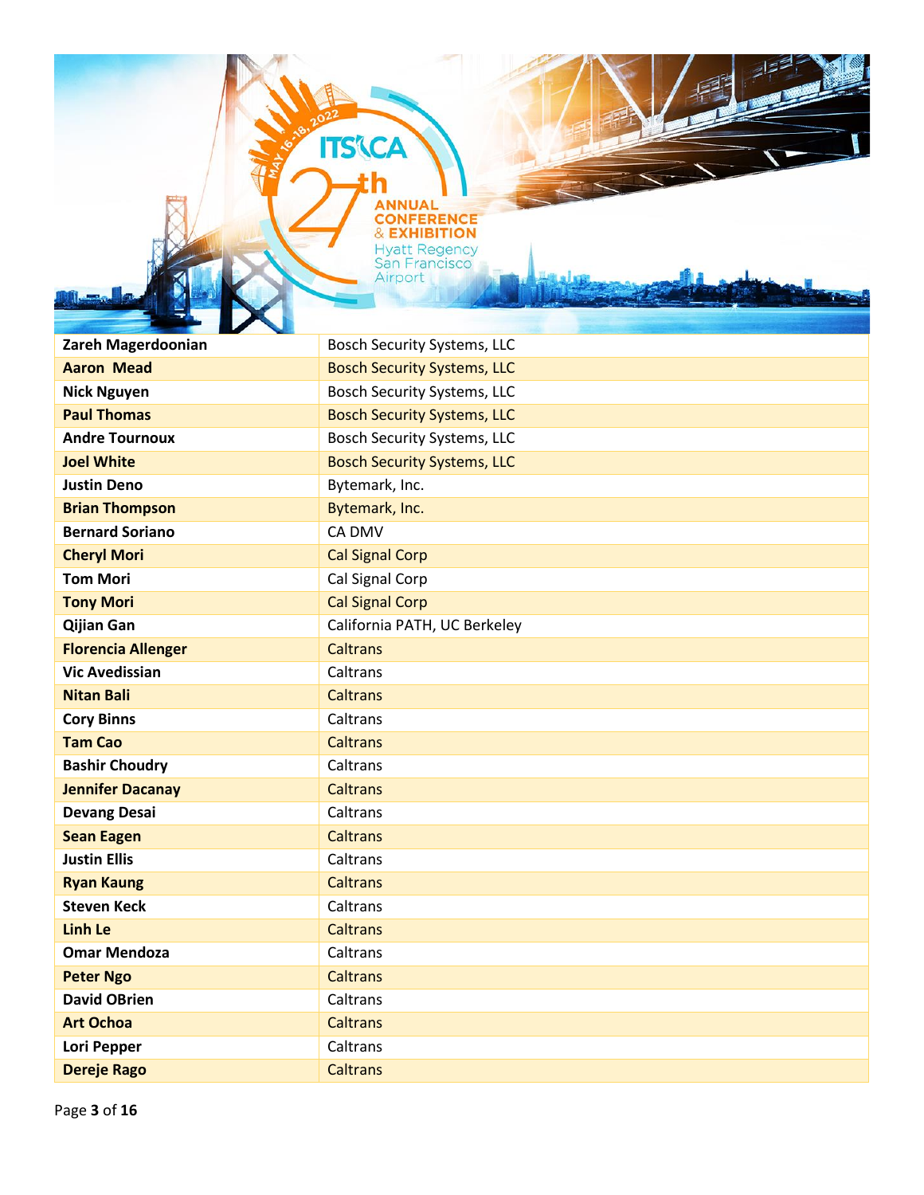| Zareh Magerdoonian | Bosch Security Systems, LLC |
|---|---|
| Aaron Mead | Bosch Security Systems, LLC |
| Nick Nguyen | Bosch Security Systems, LLC |
| Paul Thomas | Bosch Security Systems, LLC |
| Andre Tournoux | Bosch Security Systems, LLC |
| Joel White | Bosch Security Systems, LLC |
| Justin Deno | Bytemark, Inc. |
| Brian Thompson | Bytemark, Inc. |
| Bernard Soriano | CA DMV |
| Cheryl Mori | Cal Signal Corp |
| Tom Mori | Cal Signal Corp |
| Tony Mori | Cal Signal Corp |
| Qijian Gan | California PATH, UC Berkeley |
| Florencia Allenger | Caltrans |
| Vic Avedissian | Caltrans |
| Nitan Bali | Caltrans |
| Cory Binns | Caltrans |
| Tam Cao | Caltrans |
| Bashir Choudry | Caltrans |
| Jennifer Dacanay | Caltrans |
| Devang Desai | Caltrans |
| Sean Eagen | Caltrans |
| Justin Ellis | Caltrans |
| Ryan Kaung | Caltrans |
| Steven Keck | Caltrans |
| Linh Le | Caltrans |
| Omar Mendoza | Caltrans |
| Peter Ngo | Caltrans |
| David OBrien | Caltrans |
| Art Ochoa | Caltrans |
| Lori Pepper | Caltrans |
| Dereje Rago | Caltrans |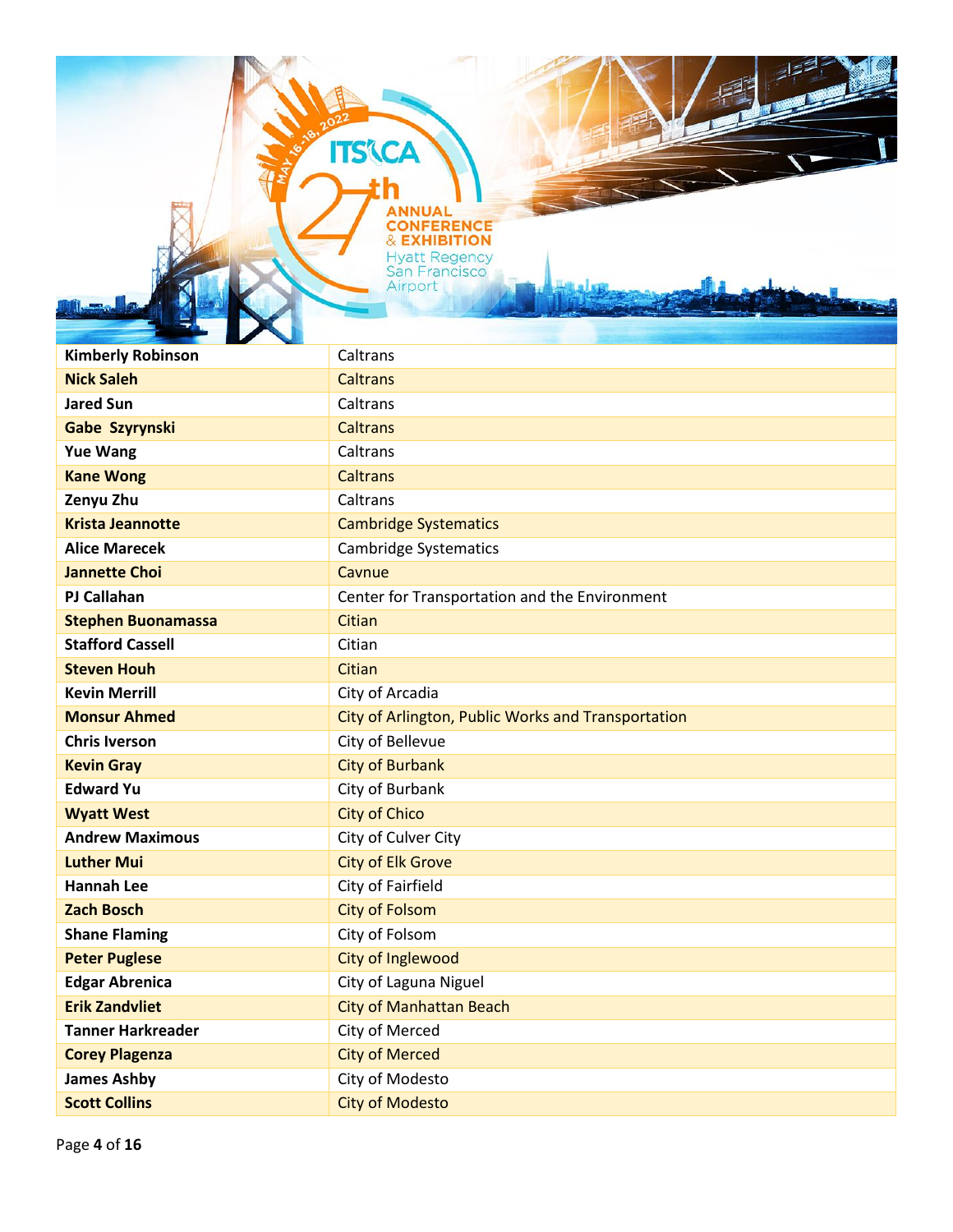| Kimberly Robinson | Caltrans |
|---|---|
| Nick Saleh | Caltrans |
| Jared Sun | Caltrans |
| Gabe Szyrynski | Caltrans |
| Yue Wang | Caltrans |
| Kane Wong | Caltrans |
| Zenyu Zhu | Caltrans |
| Krista Jeannotte | Cambridge Systematics |
| Alice Marecek | Cambridge Systematics |
| Jannette Choi | Cavnue |
| PJ Callahan | Center for Transportation and the Environment |
| Stephen Buonamassa | Citian |
| Stafford Cassell | Citian |
| Steven Houh | Citian |
| Kevin Merrill | City of Arcadia |
| Monsur Ahmed | City of Arlington, Public Works and Transportation |
| Chris Iverson | City of Bellevue |
| Kevin Gray | City of Burbank |
| Edward Yu | City of Burbank |
| Wyatt West | City of Chico |
| Andrew Maximous | City of Culver City |
| Luther Mui | City of Elk Grove |
| Hannah Lee | City of Fairfield |
| Zach Bosch | City of Folsom |
| Shane Flaming | City of Folsom |
| Peter Puglese | City of Inglewood |
| Edgar Abrenica | City of Laguna Niguel |
| Erik Zandvliet | City of Manhattan Beach |
| Tanner Harkreader | City of Merced |
| Corey Plagenza | City of Merced |
| James Ashby | City of Modesto |
| Scott Collins | City of Modesto |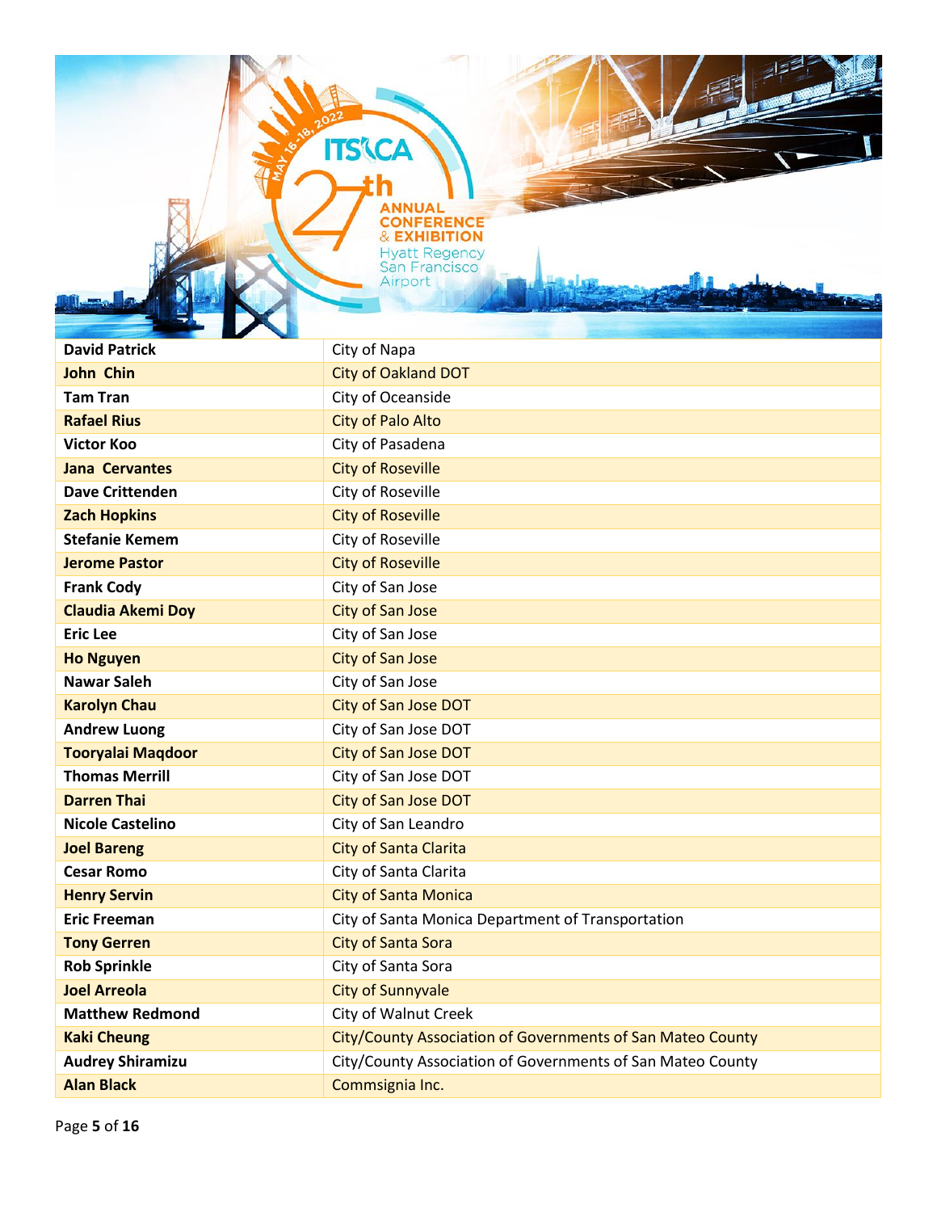| David Patrick | City of Napa |
|---|---|
| John  Chin | City of Oakland DOT |
| Tam Tran | City of Oceanside |
| Rafael Rius | City of Palo Alto |
| Victor Koo | City of Pasadena |
| Jana  Cervantes | City of Roseville |
| Dave Crittenden | City of Roseville |
| Zach Hopkins | City of Roseville |
| Stefanie Kemem | City of Roseville |
| Jerome Pastor | City of Roseville |
| Frank Cody | City of San Jose |
| Claudia Akemi Doy | City of San Jose |
| Eric Lee | City of San Jose |
| Ho Nguyen | City of San Jose |
| Nawar Saleh | City of San Jose |
| Karolyn Chau | City of San Jose DOT |
| Andrew Luong | City of San Jose DOT |
| Tooryalai Maqdoor | City of San Jose DOT |
| Thomas Merrill | City of San Jose DOT |
| Darren Thai | City of San Jose DOT |
| Nicole Castelino | City of San Leandro |
| Joel Bareng | City of Santa Clarita |
| Cesar Romo | City of Santa Clarita |
| Henry Servin | City of Santa Monica |
| Eric Freeman | City of Santa Monica Department of Transportation |
| Tony Gerren | City of Santa Sora |
| Rob Sprinkle | City of Santa Sora |
| Joel Arreola | City of Sunnyvale |
| Matthew Redmond | City of Walnut Creek |
| Kaki Cheung | City/County Association of Governments of San Mateo County |
| Audrey Shiramizu | City/County Association of Governments of San Mateo County |
| Alan Black | Commsignia Inc. |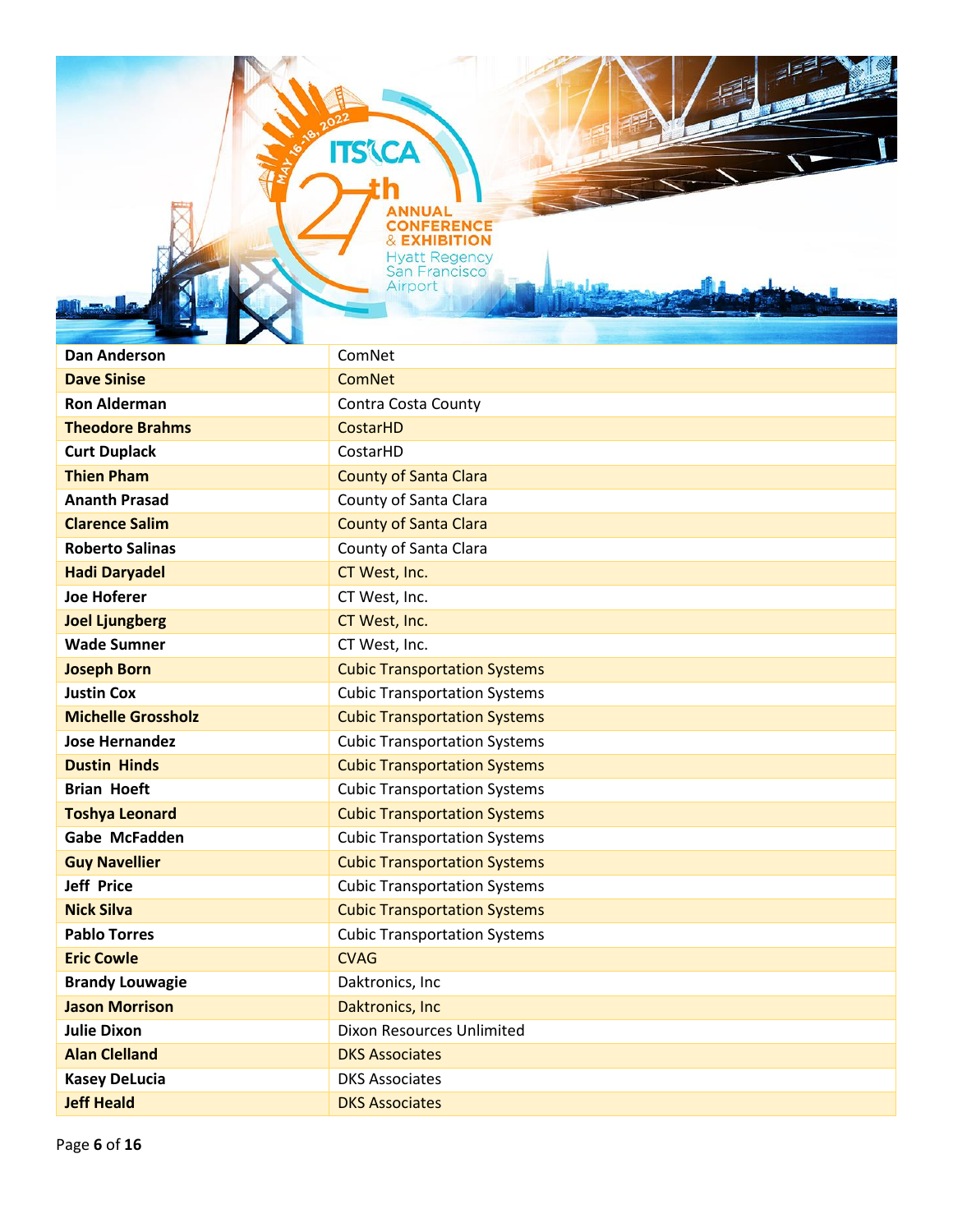| | |
|---|---|
| **Dan Anderson** | ComNet |
| **Dave Sinise** | ComNet |
| **Ron Alderman** | Contra Costa County |
| **Theodore Brahms** | CostarHD |
| **Curt Duplack** | CostarHD |
| **Thien Pham** | County of Santa Clara |
| **Ananth Prasad** | County of Santa Clara |
| **Clarence Salim** | County of Santa Clara |
| **Roberto Salinas** | County of Santa Clara |
| **Hadi Daryadel** | CT West, Inc. |
| **Joe Hoferer** | CT West, Inc. |
| **Joel Ljungberg** | CT West, Inc. |
| **Wade Sumner** | CT West, Inc. |
| **Joseph Born** | Cubic Transportation Systems |
| **Justin Cox** | Cubic Transportation Systems |
| **Michelle Grossholz** | Cubic Transportation Systems |
| **Jose Hernandez** | Cubic Transportation Systems |
| **Dustin Hinds** | Cubic Transportation Systems |
| **Brian Hoeft** | Cubic Transportation Systems |
| **Toshya Leonard** | Cubic Transportation Systems |
| **Gabe McFadden** | Cubic Transportation Systems |
| **Guy Navellier** | Cubic Transportation Systems |
| **Jeff Price** | Cubic Transportation Systems |
| **Nick Silva** | Cubic Transportation Systems |
| **Pablo Torres** | Cubic Transportation Systems |
| **Eric Cowle** | CVAG |
| **Brandy Louwagie** | Daktronics, Inc |
| **Jason Morrison** | Daktronics, Inc |
| **Julie Dixon** | Dixon Resources Unlimited |
| **Alan Clelland** | DKS Associates |
| **Kasey DeLucia** | DKS Associates |
| **Jeff Heald** | DKS Associates |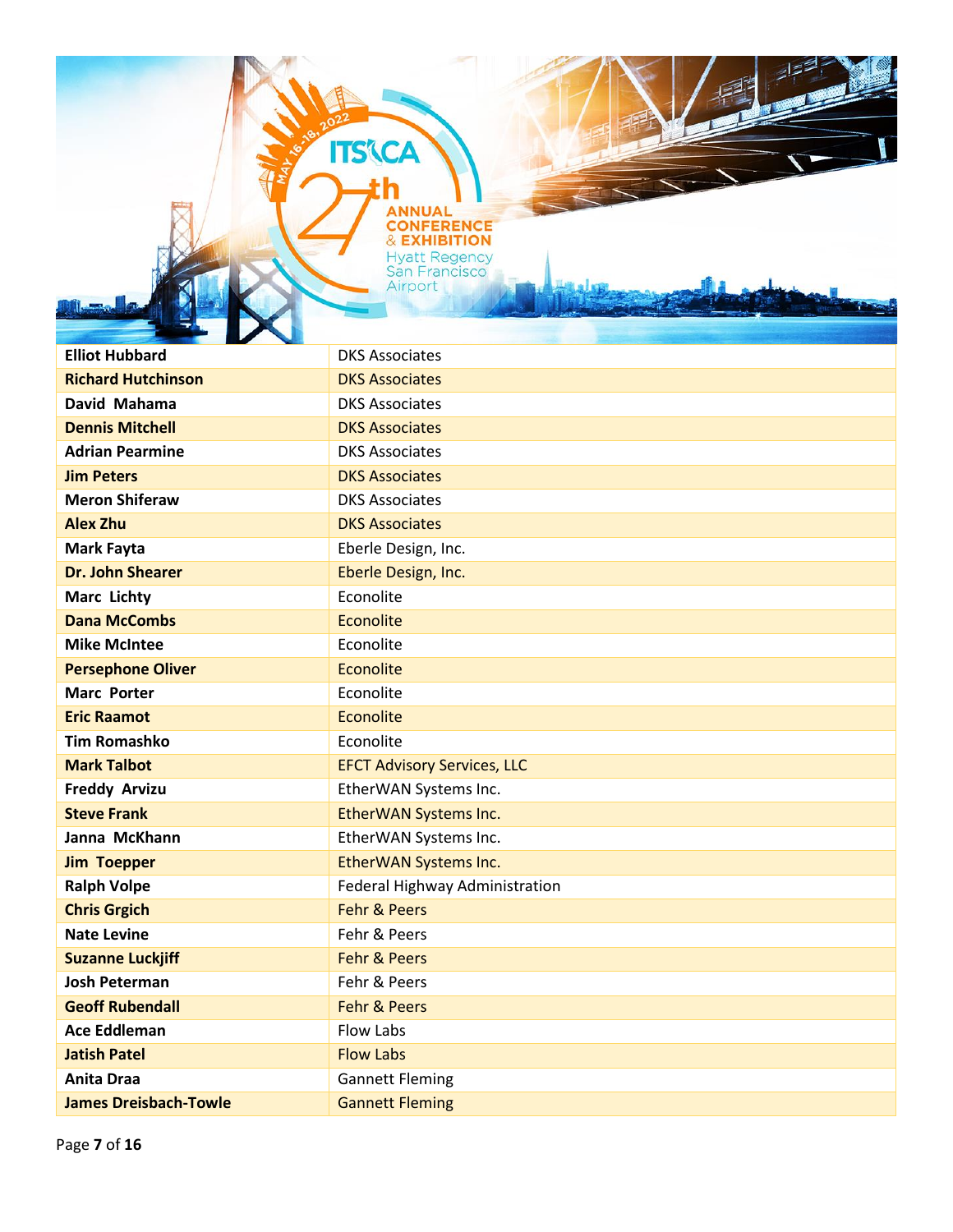| | |
|---|---|
| **Elliot Hubbard** | DKS Associates |
| **Richard Hutchinson** | DKS Associates |
| **David Mahama** | DKS Associates |
| **Dennis Mitchell** | DKS Associates |
| **Adrian Pearmine** | DKS Associates |
| **Jim Peters** | DKS Associates |
| **Meron Shiferaw** | DKS Associates |
| **Alex Zhu** | DKS Associates |
| **Mark Fayta** | Eberle Design, Inc. |
| **Dr. John Shearer** | Eberle Design, Inc. |
| **Marc Lichty** | Econolite |
| **Dana McCombs** | Econolite |
| **Mike McIntee** | Econolite |
| **Persephone Oliver** | Econolite |
| **Marc Porter** | Econolite |
| **Eric Raamot** | Econolite |
| **Tim Romashko** | Econolite |
| **Mark Talbot** | EFCT Advisory Services, LLC |
| **Freddy Arvizu** | EtherWAN Systems Inc. |
| **Steve Frank** | EtherWAN Systems Inc. |
| **Janna McKhann** | EtherWAN Systems Inc. |
| **Jim Toepper** | EtherWAN Systems Inc. |
| **Ralph Volpe** | Federal Highway Administration |
| **Chris Grgich** | Fehr & Peers |
| **Nate Levine** | Fehr & Peers |
| **Suzanne Luckjiff** | Fehr & Peers |
| **Josh Peterman** | Fehr & Peers |
| **Geoff Rubendall** | Fehr & Peers |
| **Ace Eddleman** | Flow Labs |
| **Jatish Patel** | Flow Labs |
| **Anita Draa** | Gannett Fleming |
| **James Dreisbach-Towle** | Gannett Fleming |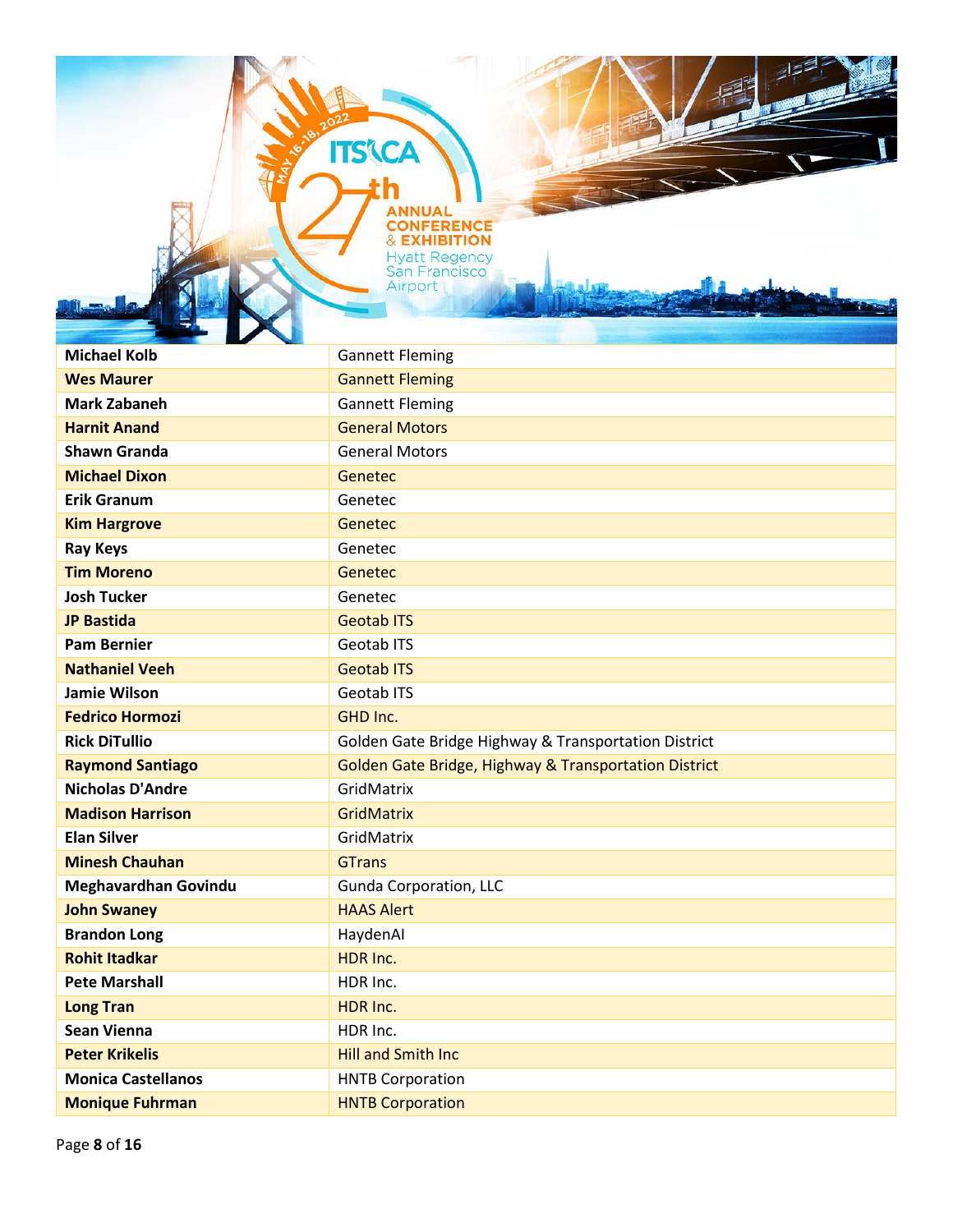| Michael Kolb | Gannett Fleming |
|---|---|
| Wes Maurer | Gannett Fleming |
| Mark Zabaneh | Gannett Fleming |
| Harnit Anand | General Motors |
| Shawn Granda | General Motors |
| Michael Dixon | Genetec |
| Erik Granum | Genetec |
| Kim Hargrove | Genetec |
| Ray Keys | Genetec |
| Tim Moreno | Genetec |
| Josh Tucker | Genetec |
| JP Bastida | Geotab ITS |
| Pam Bernier | Geotab ITS |
| Nathaniel Veeh | Geotab ITS |
| Jamie Wilson | Geotab ITS |
| Fedrico Hormozi | GHD Inc. |
| Rick DiTullio | Golden Gate Bridge Highway & Transportation District |
| Raymond Santiago | Golden Gate Bridge, Highway & Transportation District |
| Nicholas D'Andre | GridMatrix |
| Madison Harrison | GridMatrix |
| Elan Silver | GridMatrix |
| Minesh Chauhan | GTrans |
| Meghavardhan Govindu | Gunda Corporation, LLC |
| John Swaney | HAAS Alert |
| Brandon Long | HaydenAI |
| Rohit Itadkar | HDR Inc. |
| Pete Marshall | HDR Inc. |
| Long Tran | HDR Inc. |
| Sean Vienna | HDR Inc. |
| Peter Krikelis | Hill and Smith Inc |
| Monica Castellanos | HNTB Corporation |
| Monique Fuhrman | HNTB Corporation |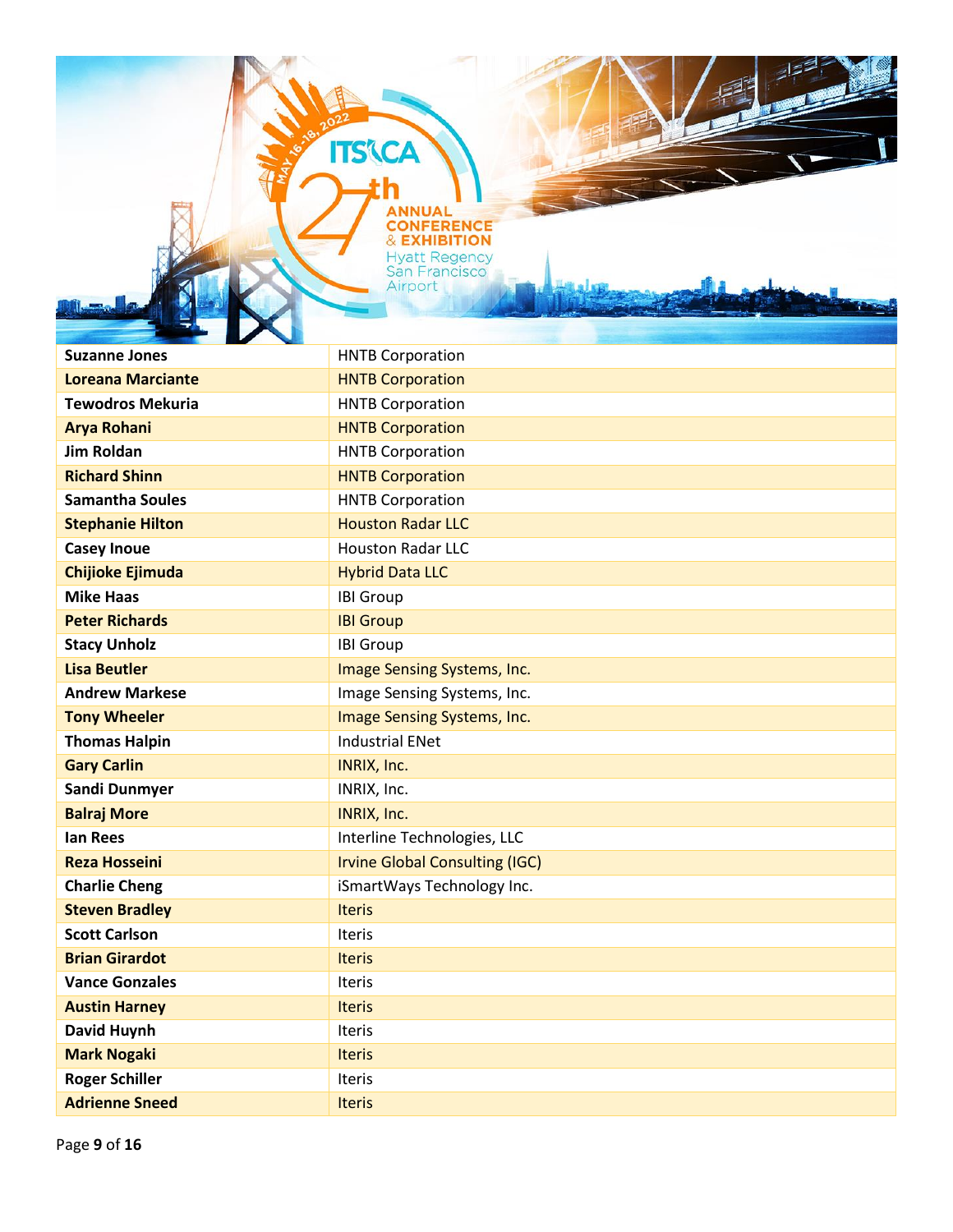| Suzanne Jones | HNTB Corporation |
|---|---|
| Loreana Marciante | HNTB Corporation |
| Tewodros Mekuria | HNTB Corporation |
| Arya Rohani | HNTB Corporation |
| Jim Roldan | HNTB Corporation |
| Richard Shinn | HNTB Corporation |
| Samantha Soules | HNTB Corporation |
| Stephanie Hilton | Houston Radar LLC |
| Casey Inoue | Houston Radar LLC |
| Chijioke Ejimuda | Hybrid Data LLC |
| Mike Haas | IBI Group |
| Peter Richards | IBI Group |
| Stacy Unholz | IBI Group |
| Lisa Beutler | Image Sensing Systems, Inc. |
| Andrew Markese | Image Sensing Systems, Inc. |
| Tony Wheeler | Image Sensing Systems, Inc. |
| Thomas Halpin | Industrial ENet |
| Gary Carlin | INRIX, Inc. |
| Sandi Dunmyer | INRIX, Inc. |
| Balraj More | INRIX, Inc. |
| Ian Rees | Interline Technologies, LLC |
| Reza Hosseini | Irvine Global Consulting (IGC) |
| Charlie Cheng | iSmartWays Technology Inc. |
| Steven Bradley | Iteris |
| Scott Carlson | Iteris |
| Brian Girardot | Iteris |
| Vance Gonzales | Iteris |
| Austin Harney | Iteris |
| David Huynh | Iteris |
| Mark Nogaki | Iteris |
| Roger Schiller | Iteris |
| Adrienne Sneed | Iteris |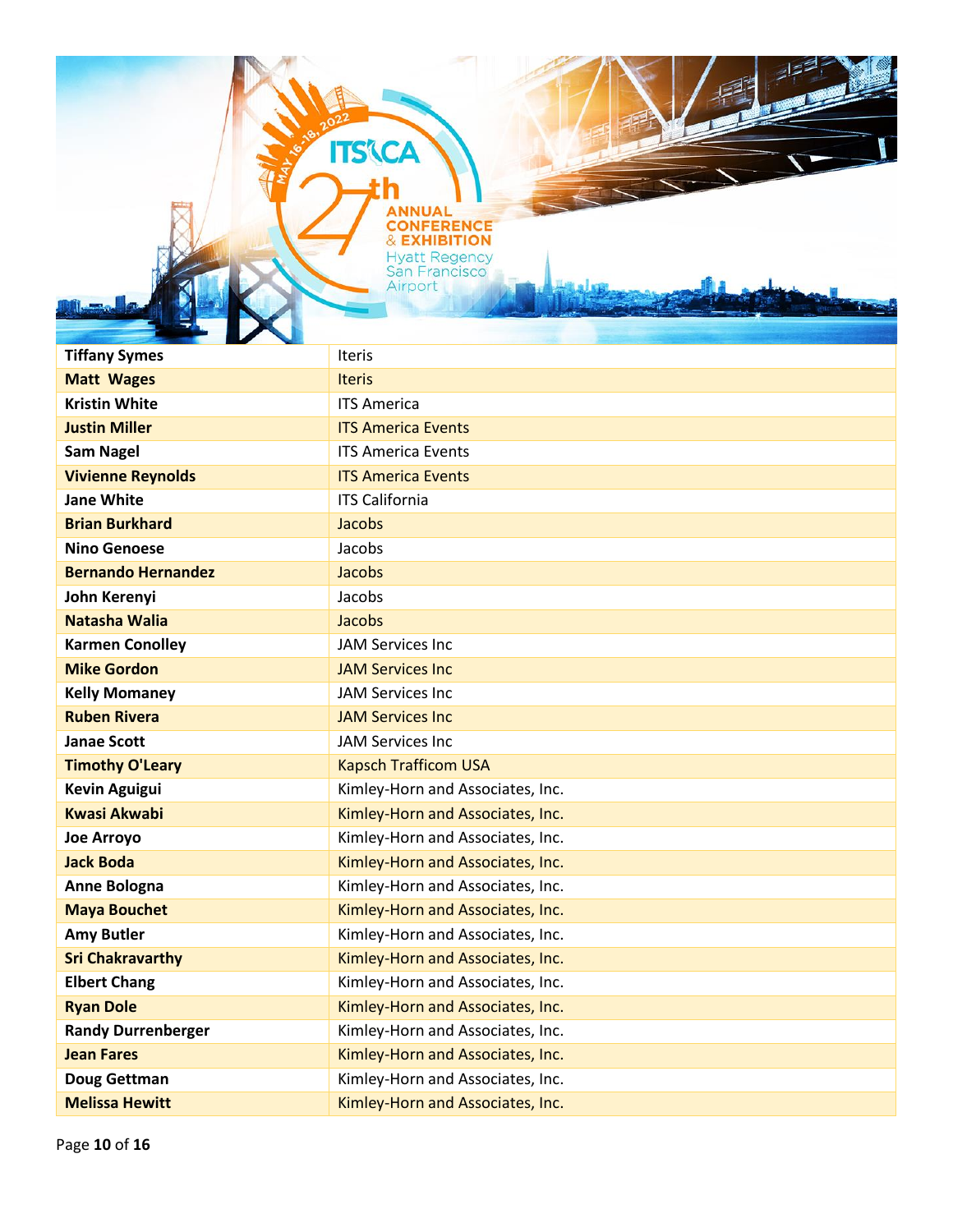| Tiffany Symes | Iteris |
|---|---|
| Matt Wages | Iteris |
| Kristin White | ITS America |
| Justin Miller | ITS America Events |
| Sam Nagel | ITS America Events |
| Vivienne Reynolds | ITS America Events |
| Jane White | ITS California |
| Brian Burkhard | Jacobs |
| Nino Genoese | Jacobs |
| Bernando Hernandez | Jacobs |
| John Kerenyi | Jacobs |
| Natasha Walia | Jacobs |
| Karmen Conolley | JAM Services Inc |
| Mike Gordon | JAM Services Inc |
| Kelly Momaney | JAM Services Inc |
| Ruben Rivera | JAM Services Inc |
| Janae Scott | JAM Services Inc |
| Timothy O'Leary | Kapsch Trafficom USA |
| Kevin Aguigui | Kimley-Horn and Associates, Inc. |
| Kwasi Akwabi | Kimley-Horn and Associates, Inc. |
| Joe Arroyo | Kimley-Horn and Associates, Inc. |
| Jack Boda | Kimley-Horn and Associates, Inc. |
| Anne Bologna | Kimley-Horn and Associates, Inc. |
| Maya Bouchet | Kimley-Horn and Associates, Inc. |
| Amy Butler | Kimley-Horn and Associates, Inc. |
| Sri Chakravarthy | Kimley-Horn and Associates, Inc. |
| Elbert Chang | Kimley-Horn and Associates, Inc. |
| Ryan Dole | Kimley-Horn and Associates, Inc. |
| Randy Durrenberger | Kimley-Horn and Associates, Inc. |
| Jean Fares | Kimley-Horn and Associates, Inc. |
| Doug Gettman | Kimley-Horn and Associates, Inc. |
| Melissa Hewitt | Kimley-Horn and Associates, Inc. |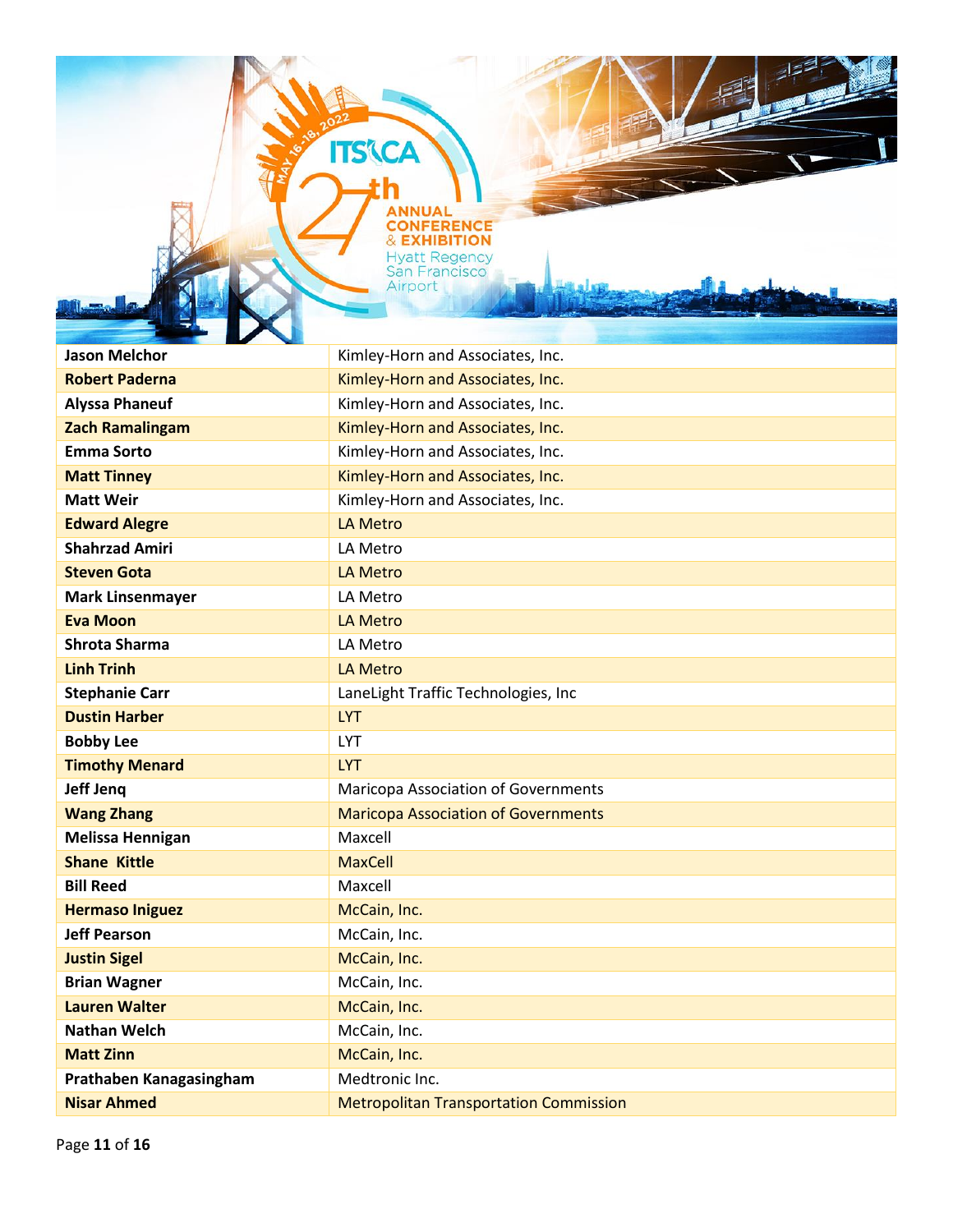| Jason Melchor | Kimley-Horn and Associates, Inc. |
|---|---|
| Robert Paderna | Kimley-Horn and Associates, Inc. |
| Alyssa Phaneuf | Kimley-Horn and Associates, Inc. |
| Zach Ramalingam | Kimley-Horn and Associates, Inc. |
| Emma Sorto | Kimley-Horn and Associates, Inc. |
| Matt Tinney | Kimley-Horn and Associates, Inc. |
| Matt Weir | Kimley-Horn and Associates, Inc. |
| Edward Alegre | LA Metro |
| Shahrzad Amiri | LA Metro |
| Steven Gota | LA Metro |
| Mark Linsenmayer | LA Metro |
| Eva Moon | LA Metro |
| Shrota Sharma | LA Metro |
| Linh Trinh | LA Metro |
| Stephanie Carr | LaneLight Traffic Technologies, Inc |
| Dustin Harber | LYT |
| Bobby Lee | LYT |
| Timothy Menard | LYT |
| Jeff Jenq | Maricopa Association of Governments |
| Wang Zhang | Maricopa Association of Governments |
| Melissa Hennigan | Maxcell |
| Shane Kittle | MaxCell |
| Bill Reed | Maxcell |
| Hermaso Iniguez | McCain, Inc. |
| Jeff Pearson | McCain, Inc. |
| Justin Sigel | McCain, Inc. |
| Brian Wagner | McCain, Inc. |
| Lauren Walter | McCain, Inc. |
| Nathan Welch | McCain, Inc. |
| Matt Zinn | McCain, Inc. |
| Prathaben Kanagasingham | Medtronic Inc. |
| Nisar Ahmed | Metropolitan Transportation Commission |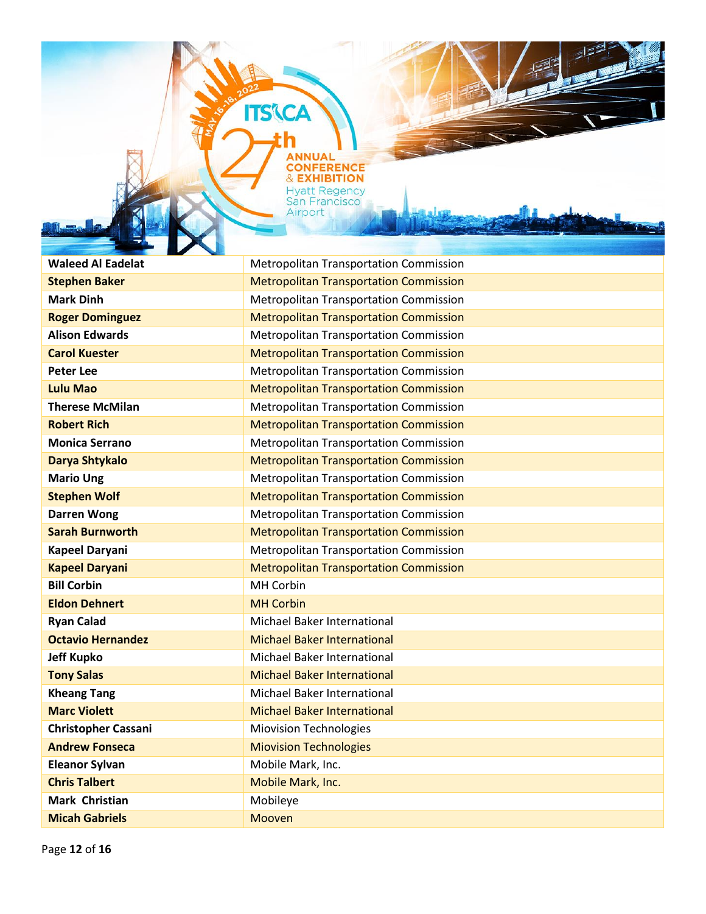| | |
|---|---|
| **Waleed Al Eadelat** | Metropolitan Transportation Commission |
| **Stephen Baker** | Metropolitan Transportation Commission |
| **Mark Dinh** | Metropolitan Transportation Commission |
| **Roger Dominguez** | Metropolitan Transportation Commission |
| **Alison Edwards** | Metropolitan Transportation Commission |
| **Carol Kuester** | Metropolitan Transportation Commission |
| **Peter Lee** | Metropolitan Transportation Commission |
| **Lulu Mao** | Metropolitan Transportation Commission |
| **Therese McMilan** | Metropolitan Transportation Commission |
| **Robert Rich** | Metropolitan Transportation Commission |
| **Monica Serrano** | Metropolitan Transportation Commission |
| **Darya Shtykalo** | Metropolitan Transportation Commission |
| **Mario Ung** | Metropolitan Transportation Commission |
| **Stephen Wolf** | Metropolitan Transportation Commission |
| **Darren Wong** | Metropolitan Transportation Commission |
| **Sarah Burnworth** | Metropolitan Transportation Commission |
| **Kapeel Daryani** | Metropolitan Transportation Commission |
| **Kapeel Daryani** | Metropolitan Transportation Commission |
| **Bill Corbin** | MH Corbin |
| **Eldon Dehnert** | MH Corbin |
| **Ryan Calad** | Michael Baker International |
| **Octavio Hernandez** | Michael Baker International |
| **Jeff Kupko** | Michael Baker International |
| **Tony Salas** | Michael Baker International |
| **Kheang Tang** | Michael Baker International |
| **Marc Violett** | Michael Baker International |
| **Christopher Cassani** | Miovision Technologies |
| **Andrew Fonseca** | Miovision Technologies |
| **Eleanor Sylvan** | Mobile Mark, Inc. |
| **Chris Talbert** | Mobile Mark, Inc. |
| **Mark Christian** | Mobileye |
| **Micah Gabriels** | Mooven |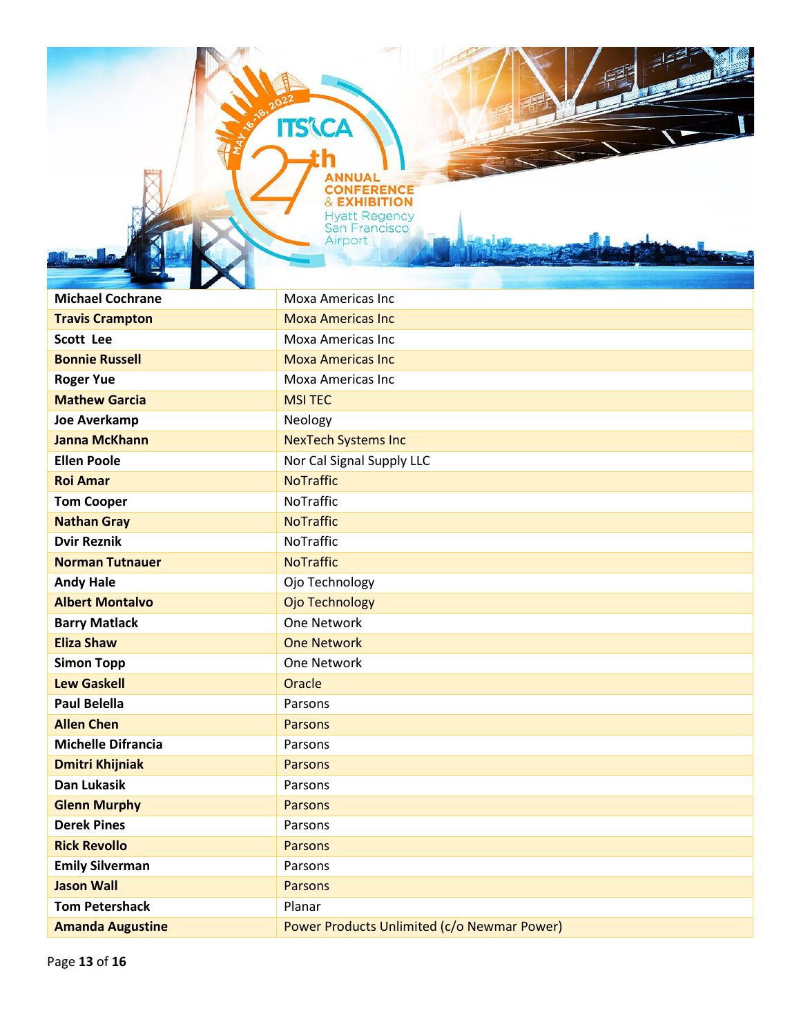| Michael Cochrane | Moxa Americas Inc |
|---|---|
| Travis Crampton | Moxa Americas Inc |
| Scott Lee | Moxa Americas Inc |
| Bonnie Russell | Moxa Americas Inc |
| Roger Yue | Moxa Americas Inc |
| Mathew Garcia | MSI TEC |
| Joe Averkamp | Neology |
| Janna McKhann | NexTech Systems Inc |
| Ellen Poole | Nor Cal Signal Supply LLC |
| Roi Amar | NoTraffic |
| Tom Cooper | NoTraffic |
| Nathan Gray | NoTraffic |
| Dvir Reznik | NoTraffic |
| Norman Tutnauer | NoTraffic |
| Andy Hale | Ojo Technology |
| Albert Montalvo | Ojo Technology |
| Barry Matlack | One Network |
| Eliza Shaw | One Network |
| Simon Topp | One Network |
| Lew Gaskell | Oracle |
| Paul Belella | Parsons |
| Allen Chen | Parsons |
| Michelle Difrancia | Parsons |
| Dmitri Khijniak | Parsons |
| Dan Lukasik | Parsons |
| Glenn Murphy | Parsons |
| Derek Pines | Parsons |
| Rick Revollo | Parsons |
| Emily Silverman | Parsons |
| Jason Wall | Parsons |
| Tom Petershack | Planar |
| Amanda Augustine | Power Products Unlimited (c/o Newmar Power) |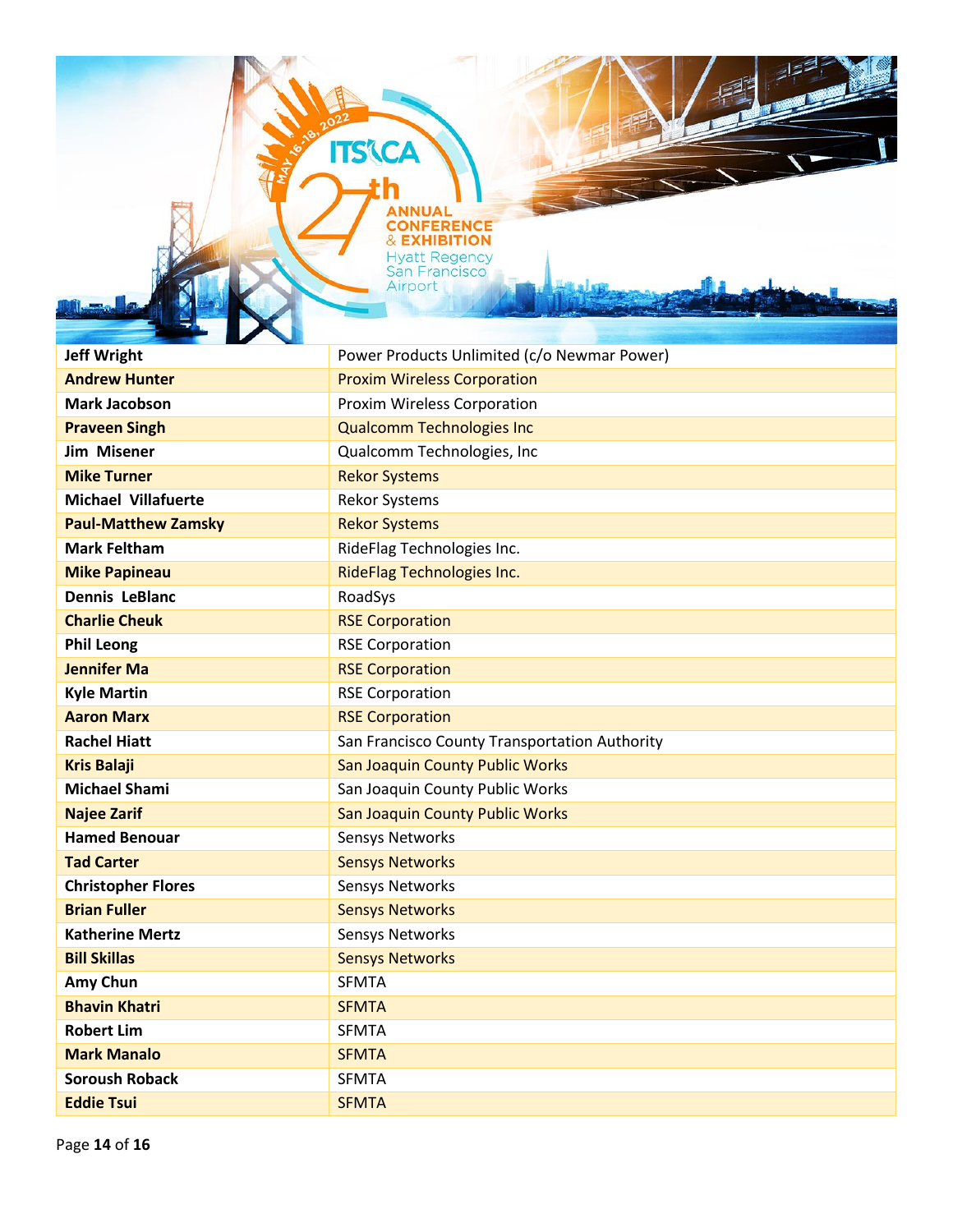| Name | Organization |
|---|---|
| **Jeff Wright** | Power Products Unlimited (c/o Newmar Power) |
| **Andrew Hunter** | Proxim Wireless Corporation |
| **Mark Jacobson** | Proxim Wireless Corporation |
| **Praveen Singh** | Qualcomm Technologies Inc |
| **Jim Misener** | Qualcomm Technologies, Inc |
| **Mike Turner** | Rekor Systems |
| **Michael Villafuerte** | Rekor Systems |
| **Paul-Matthew Zamsky** | Rekor Systems |
| **Mark Feltham** | RideFlag Technologies Inc. |
| **Mike Papineau** | RideFlag Technologies Inc. |
| **Dennis LeBlanc** | RoadSys |
| **Charlie Cheuk** | RSE Corporation |
| **Phil Leong** | RSE Corporation |
| **Jennifer Ma** | RSE Corporation |
| **Kyle Martin** | RSE Corporation |
| **Aaron Marx** | RSE Corporation |
| **Rachel Hiatt** | San Francisco County Transportation Authority |
| **Kris Balaji** | San Joaquin County Public Works |
| **Michael Shami** | San Joaquin County Public Works |
| **Najee Zarif** | San Joaquin County Public Works |
| **Hamed Benouar** | Sensys Networks |
| **Tad Carter** | Sensys Networks |
| **Christopher Flores** | Sensys Networks |
| **Brian Fuller** | Sensys Networks |
| **Katherine Mertz** | Sensys Networks |
| **Bill Skillas** | Sensys Networks |
| **Amy Chun** | SFMTA |
| **Bhavin Khatri** | SFMTA |
| **Robert Lim** | SFMTA |
| **Mark Manalo** | SFMTA |
| **Soroush Roback** | SFMTA |
| **Eddie Tsui** | SFMTA |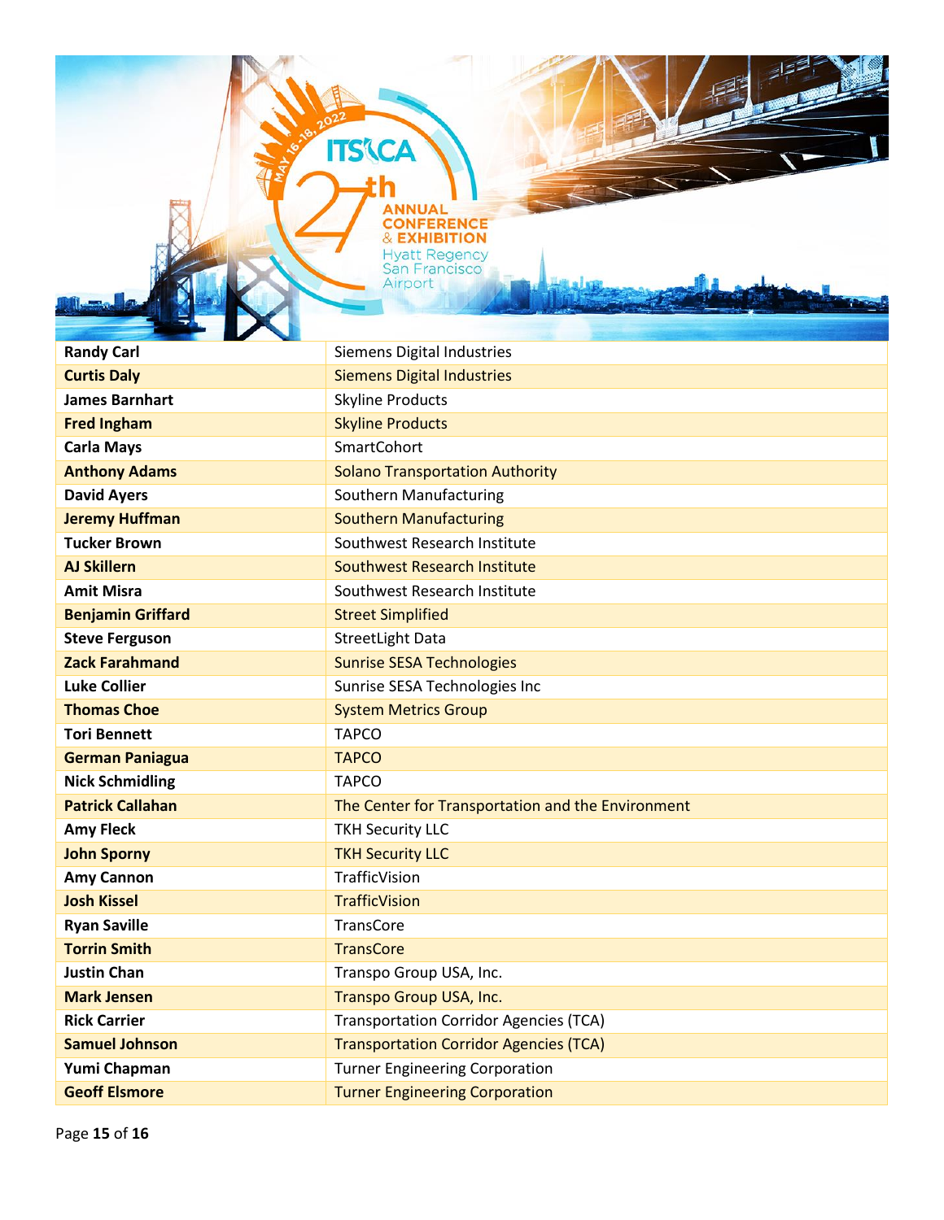| **Randy Carl** | Siemens Digital Industries |
|---|---|
| **Curtis Daly** | Siemens Digital Industries |
| **James Barnhart** | Skyline Products |
| **Fred Ingham** | Skyline Products |
| **Carla Mays** | SmartCohort |
| **Anthony Adams** | Solano Transportation Authority |
| **David Ayers** | Southern Manufacturing |
| **Jeremy Huffman** | Southern Manufacturing |
| **Tucker Brown** | Southwest Research Institute |
| **AJ Skillern** | Southwest Research Institute |
| **Amit Misra** | Southwest Research Institute |
| **Benjamin Griffard** | Street Simplified |
| **Steve Ferguson** | StreetLight Data |
| **Zack Farahmand** | Sunrise SESA Technologies |
| **Luke Collier** | Sunrise SESA Technologies Inc |
| **Thomas Choe** | System Metrics Group |
| **Tori Bennett** | TAPCO |
| **German Paniagua** | TAPCO |
| **Nick Schmidling** | TAPCO |
| **Patrick Callahan** | The Center for Transportation and the Environment |
| **Amy Fleck** | TKH Security LLC |
| **John Sporny** | TKH Security LLC |
| **Amy Cannon** | TrafficVision |
| **Josh Kissel** | TrafficVision |
| **Ryan Saville** | TransCore |
| **Torrin Smith** | TransCore |
| **Justin Chan** | Transpo Group USA, Inc. |
| **Mark Jensen** | Transpo Group USA, Inc. |
| **Rick Carrier** | Transportation Corridor Agencies (TCA) |
| **Samuel Johnson** | Transportation Corridor Agencies (TCA) |
| **Yumi Chapman** | Turner Engineering Corporation |
| **Geoff Elsmore** | Turner Engineering Corporation |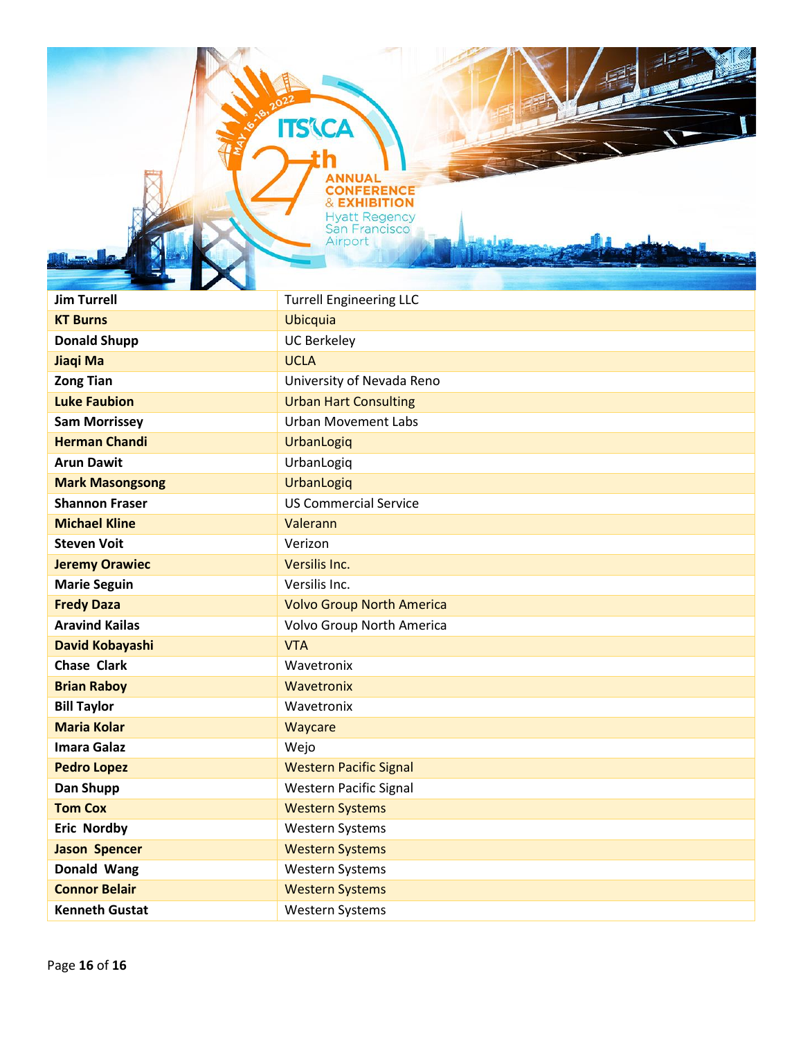| | |
|---|---|
| **Jim Turrell** | Turrell Engineering LLC |
| **KT Burns** | Ubicquia |
| **Donald Shupp** | UC Berkeley |
| **Jiaqi Ma** | UCLA |
| **Zong Tian** | University of Nevada Reno |
| **Luke Faubion** | Urban Hart Consulting |
| **Sam Morrissey** | Urban Movement Labs |
| **Herman Chandi** | UrbanLogiq |
| **Arun Dawit** | UrbanLogiq |
| **Mark Masongsong** | UrbanLogiq |
| **Shannon Fraser** | US Commercial Service |
| **Michael Kline** | Valerann |
| **Steven Voit** | Verizon |
| **Jeremy Orawiec** | Versilis Inc. |
| **Marie Seguin** | Versilis Inc. |
| **Fredy Daza** | Volvo Group North America |
| **Aravind Kailas** | Volvo Group North America |
| **David Kobayashi** | VTA |
| **Chase Clark** | Wavetronix |
| **Brian Raboy** | Wavetronix |
| **Bill Taylor** | Wavetronix |
| **Maria Kolar** | Waycare |
| **Imara Galaz** | Wejo |
| **Pedro Lopez** | Western Pacific Signal |
| **Dan Shupp** | Western Pacific Signal |
| **Tom Cox** | Western Systems |
| **Eric Nordby** | Western Systems |
| **Jason Spencer** | Western Systems |
| **Donald Wang** | Western Systems |
| **Connor Belair** | Western Systems |
| **Kenneth Gustat** | Western Systems |